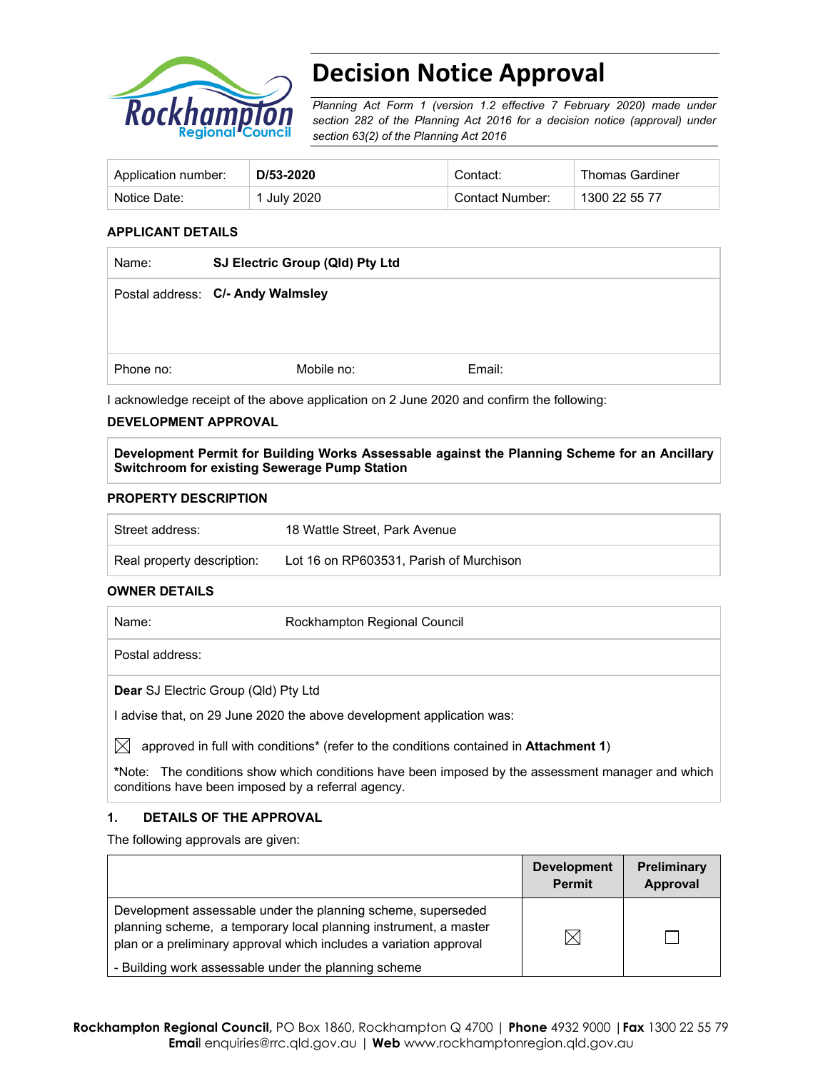# Decision Notice Approval

*Planning Act Form 1 (version 1.2 effective 7 February 2020) made under section 282 of the Planning Act 2016 for a decision notice (approval) under section 63(2) of the Planning Act 2016*

| Application number: | **D/53-2020** | Contact: | Thomas Gardiner |
|---|---|---|---|
| Notice Date: | 1 July 2020 | Contact Number: | 1300 22 55 77 |

**APPLICANT DETAILS**

| | | | |
|---|---|---|---|
| Name: | **SJ Electric Group (Qld) Pty Ltd** | | |
| Postal address: | **C/- Andy Walmsley** | | |
| Phone no: | Mobile no: | Email: | |

I acknowledge receipt of the above application on 2 June 2020 and confirm the following:

**DEVELOPMENT APPROVAL**

**Development Permit for Building Works Assessable against the Planning Scheme for an Ancillary Switchroom for existing Sewerage Pump Station**

**PROPERTY DESCRIPTION**

| | |
|---|---|
| Street address: | 18 Wattle Street, Park Avenue |
| Real property description: | Lot 16 on RP603531, Parish of Murchison |

**OWNER DETAILS**

| | |
|---|---|
| Name: | Rockhampton Regional Council |
| Postal address: | |

**Dear** SJ Electric Group (Qld) Pty Ltd

I advise that, on 29 June 2020 the above development application was:

☒ approved in full with conditions* (refer to the conditions contained in **Attachment 1**)

***Note:** The conditions show which conditions have been imposed by the assessment manager and which conditions have been imposed by a referral agency.

**1. DETAILS OF THE APPROVAL**

The following approvals are given:

| | **Development Permit** | **Preliminary Approval** |
|---|---|---|
| Development assessable under the planning scheme, superseded planning scheme, a temporary local planning instrument, a master plan or a preliminary approval which includes a variation approval<br>- Building work assessable under the planning scheme | ☒ | ☐ |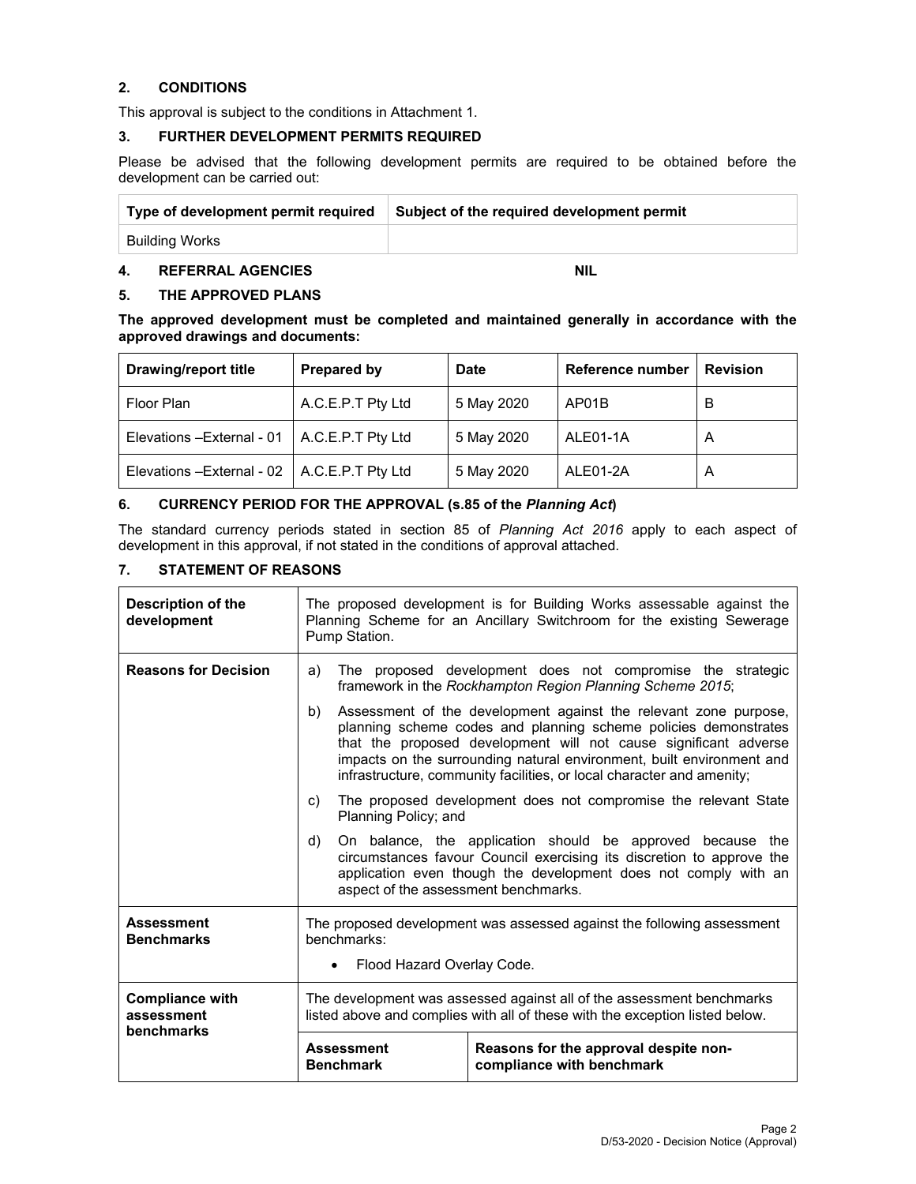## 2. CONDITIONS

This approval is subject to the conditions in Attachment 1.

## 3. FURTHER DEVELOPMENT PERMITS REQUIRED

Please be advised that the following development permits are required to be obtained before the development can be carried out:

| Type of development permit required | Subject of the required development permit |
|---|---|
| Building Works | |

## 4. REFERRAL AGENCIES NIL

## 5. THE APPROVED PLANS

**The approved development must be completed and maintained generally in accordance with the approved drawings and documents:**

| Drawing/report title | Prepared by | Date | Reference number | Revision |
|---|---|---|---|---|
| Floor Plan | A.C.E.P.T Pty Ltd | 5 May 2020 | AP01B | B |
| Elevations –External - 01 | A.C.E.P.T Pty Ltd | 5 May 2020 | ALE01-1A | A |
| Elevations –External - 02 | A.C.E.P.T Pty Ltd | 5 May 2020 | ALE01-2A | A |

## 6. CURRENCY PERIOD FOR THE APPROVAL (s.85 of the *Planning Act*)

The standard currency periods stated in section 85 of *Planning Act 2016* apply to each aspect of development in this approval, if not stated in the conditions of approval attached.

## 7. STATEMENT OF REASONS

| | | |
|---|---|---|
| **Description of the development** | The proposed development is for Building Works assessable against the Planning Scheme for an Ancillary Switchroom for the existing Sewerage Pump Station. | |
| **Reasons for Decision** | a) The proposed development does not compromise the strategic framework in the *Rockhampton Region Planning Scheme 2015*;<br>b) Assessment of the development against the relevant zone purpose, planning scheme codes and planning scheme policies demonstrates that the proposed development will not cause significant adverse impacts on the surrounding natural environment, built environment and infrastructure, community facilities, or local character and amenity;<br>c) The proposed development does not compromise the relevant State Planning Policy; and<br>d) On balance, the application should be approved because the circumstances favour Council exercising its discretion to approve the application even though the development does not comply with an aspect of the assessment benchmarks. | |
| **Assessment Benchmarks** | The proposed development was assessed against the following assessment benchmarks:<br>• Flood Hazard Overlay Code. | |
| **Compliance with assessment benchmarks** | The development was assessed against all of the assessment benchmarks listed above and complies with all of these with the exception listed below. | |
| | **Assessment Benchmark** | **Reasons for the approval despite non-compliance with benchmark** |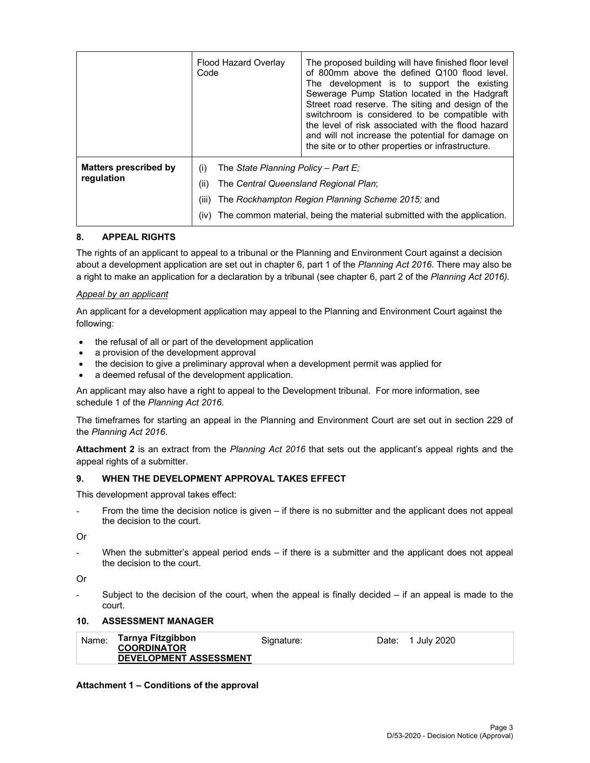| | | |
|---|---|---|
| | Flood Hazard Overlay Code | The proposed building will have finished floor level of 800mm above the defined Q100 flood level. The development is to support the existing Sewerage Pump Station located in the Hadgraft Street road reserve. The siting and design of the switchroom is considered to be compatible with the level of risk associated with the flood hazard and will not increase the potential for damage on the site or to other properties or infrastructure. |
| **Matters prescribed by regulation** | (i) The *State Planning Policy – Part E;*<br>(ii) The *Central Queensland Regional Plan*;<br>(iii) The *Rockhampton Region Planning Scheme 2015;* and<br>(iv) The common material, being the material submitted with the application. | |

## 8. APPEAL RIGHTS

The rights of an applicant to appeal to a tribunal or the Planning and Environment Court against a decision about a development application are set out in chapter 6, part 1 of the *Planning Act 2016*. There may also be a right to make an application for a declaration by a tribunal (see chapter 6, part 2 of the *Planning Act 2016)*.

*Appeal by an applicant*

An applicant for a development application may appeal to the Planning and Environment Court against the following:

- the refusal of all or part of the development application
- a provision of the development approval
- the decision to give a preliminary approval when a development permit was applied for
- a deemed refusal of the development application.

An applicant may also have a right to appeal to the Development tribunal. For more information, see schedule 1 of the *Planning Act 2016*.

The timeframes for starting an appeal in the Planning and Environment Court are set out in section 229 of the *Planning Act 2016*.

**Attachment 2** is an extract from the *Planning Act 2016* that sets out the applicant's appeal rights and the appeal rights of a submitter.

## 9. WHEN THE DEVELOPMENT APPROVAL TAKES EFFECT

This development approval takes effect:

- From the time the decision notice is given – if there is no submitter and the applicant does not appeal the decision to the court.

Or

- When the submitter's appeal period ends – if there is a submitter and the applicant does not appeal the decision to the court.

Or

- Subject to the decision of the court, when the appeal is finally decided – if an appeal is made to the court.

## 10. ASSESSMENT MANAGER

| Name: | Tarnya Fitzgibbon<br>**COORDINATOR DEVELOPMENT ASSESSMENT** | Signature: | | Date: | 1 July 2020 |
|---|---|---|---|---|---|

**Attachment 1 – Conditions of the approval**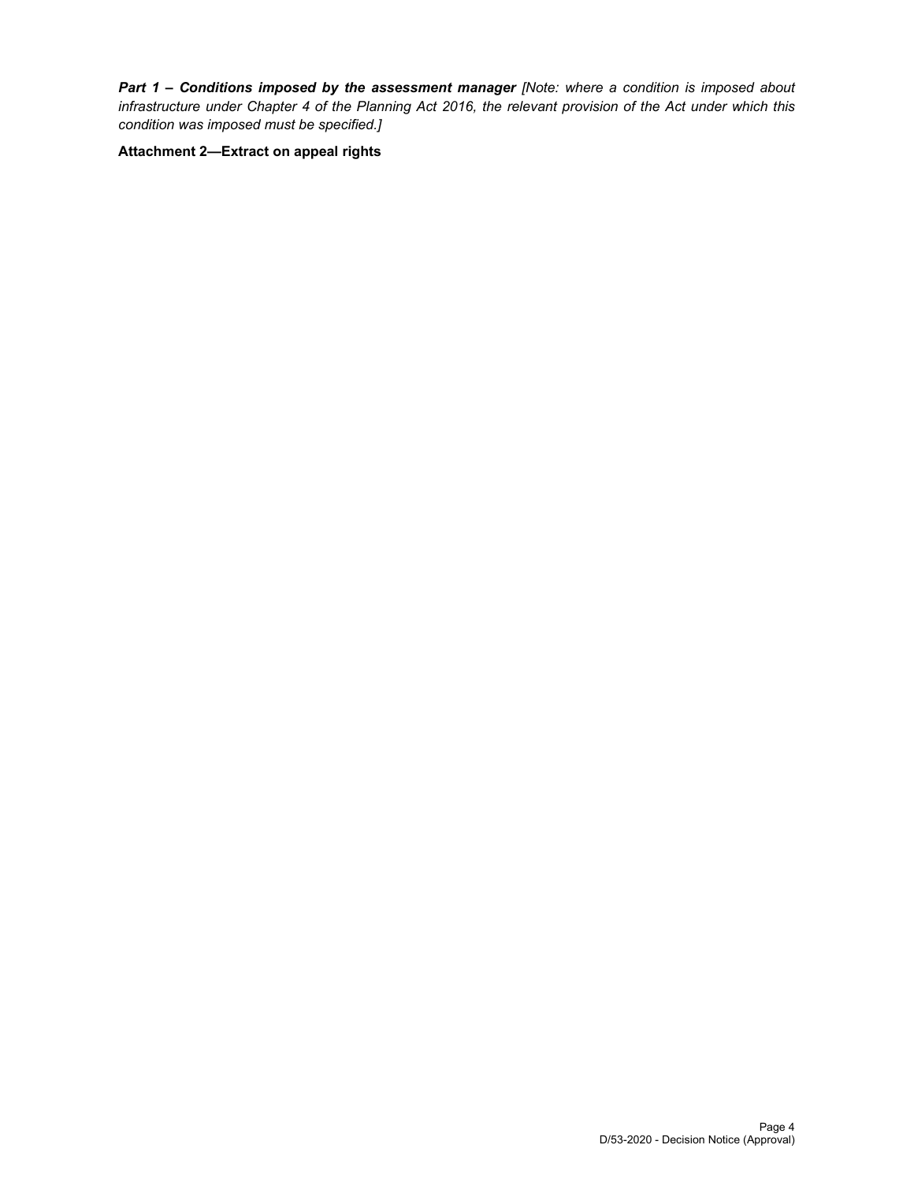***Part 1 – Conditions imposed by the assessment manager*** *[Note: where a condition is imposed about infrastructure under Chapter 4 of the Planning Act 2016, the relevant provision of the Act under which this condition was imposed must be specified.]*

**Attachment 2—Extract on appeal rights**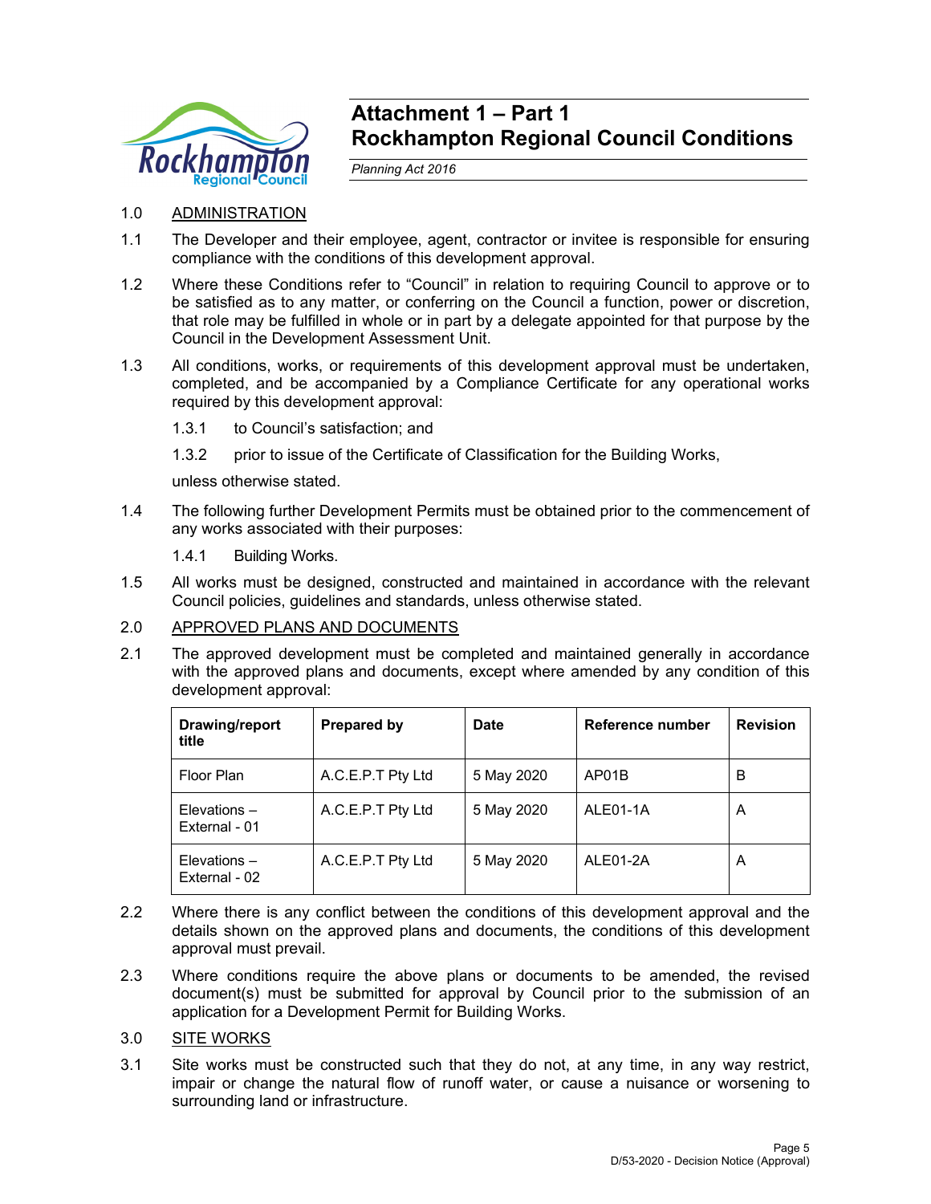# Attachment 1 – Part 1
# Rockhampton Regional Council Conditions

*Planning Act 2016*

1.0 ADMINISTRATION

1.1 The Developer and their employee, agent, contractor or invitee is responsible for ensuring compliance with the conditions of this development approval.

1.2 Where these Conditions refer to "Council" in relation to requiring Council to approve or to be satisfied as to any matter, or conferring on the Council a function, power or discretion, that role may be fulfilled in whole or in part by a delegate appointed for that purpose by the Council in the Development Assessment Unit.

1.3 All conditions, works, or requirements of this development approval must be undertaken, completed, and be accompanied by a Compliance Certificate for any operational works required by this development approval:

1.3.1 to Council's satisfaction; and

1.3.2 prior to issue of the Certificate of Classification for the Building Works,

unless otherwise stated.

1.4 The following further Development Permits must be obtained prior to the commencement of any works associated with their purposes:

1.4.1 Building Works.

1.5 All works must be designed, constructed and maintained in accordance with the relevant Council policies, guidelines and standards, unless otherwise stated.

2.0 APPROVED PLANS AND DOCUMENTS

2.1 The approved development must be completed and maintained generally in accordance with the approved plans and documents, except where amended by any condition of this development approval:

| Drawing/report title | Prepared by | Date | Reference number | Revision |
|---|---|---|---|---|
| Floor Plan | A.C.E.P.T Pty Ltd | 5 May 2020 | AP01B | B |
| Elevations – External - 01 | A.C.E.P.T Pty Ltd | 5 May 2020 | ALE01-1A | A |
| Elevations – External - 02 | A.C.E.P.T Pty Ltd | 5 May 2020 | ALE01-2A | A |

2.2 Where there is any conflict between the conditions of this development approval and the details shown on the approved plans and documents, the conditions of this development approval must prevail.

2.3 Where conditions require the above plans or documents to be amended, the revised document(s) must be submitted for approval by Council prior to the submission of an application for a Development Permit for Building Works.

3.0 SITE WORKS

3.1 Site works must be constructed such that they do not, at any time, in any way restrict, impair or change the natural flow of runoff water, or cause a nuisance or worsening to surrounding land or infrastructure.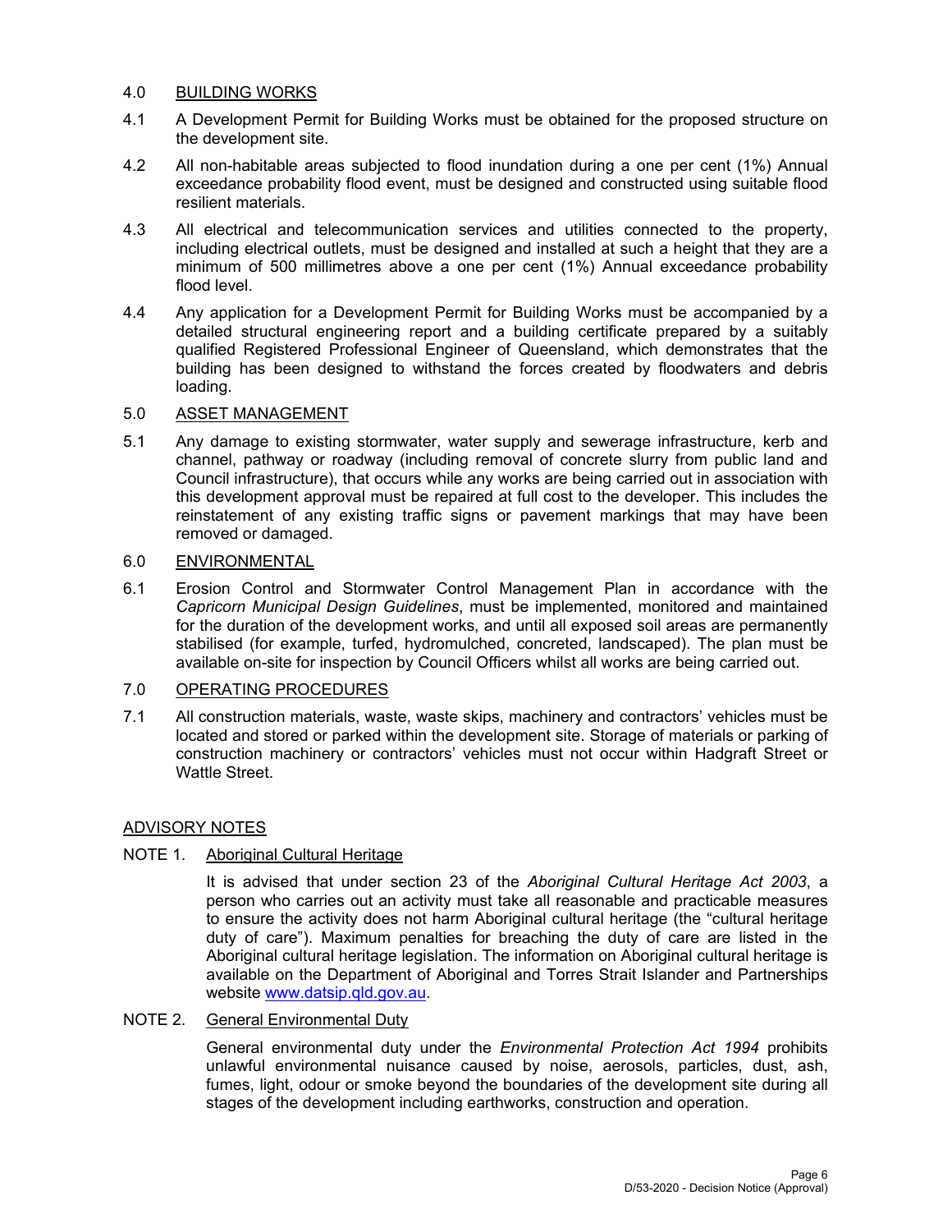## 4.0 BUILDING WORKS

4.1 A Development Permit for Building Works must be obtained for the proposed structure on the development site.

4.2 All non-habitable areas subjected to flood inundation during a one per cent (1%) Annual exceedance probability flood event, must be designed and constructed using suitable flood resilient materials.

4.3 All electrical and telecommunication services and utilities connected to the property, including electrical outlets, must be designed and installed at such a height that they are a minimum of 500 millimetres above a one per cent (1%) Annual exceedance probability flood level.

4.4 Any application for a Development Permit for Building Works must be accompanied by a detailed structural engineering report and a building certificate prepared by a suitably qualified Registered Professional Engineer of Queensland, which demonstrates that the building has been designed to withstand the forces created by floodwaters and debris loading.

## 5.0 ASSET MANAGEMENT

5.1 Any damage to existing stormwater, water supply and sewerage infrastructure, kerb and channel, pathway or roadway (including removal of concrete slurry from public land and Council infrastructure), that occurs while any works are being carried out in association with this development approval must be repaired at full cost to the developer. This includes the reinstatement of any existing traffic signs or pavement markings that may have been removed or damaged.

## 6.0 ENVIRONMENTAL

6.1 Erosion Control and Stormwater Control Management Plan in accordance with the *Capricorn Municipal Design Guidelines*, must be implemented, monitored and maintained for the duration of the development works, and until all exposed soil areas are permanently stabilised (for example, turfed, hydromulched, concreted, landscaped). The plan must be available on-site for inspection by Council Officers whilst all works are being carried out.

## 7.0 OPERATING PROCEDURES

7.1 All construction materials, waste, waste skips, machinery and contractors' vehicles must be located and stored or parked within the development site. Storage of materials or parking of construction machinery or contractors' vehicles must not occur within Hadgraft Street or Wattle Street.

## ADVISORY NOTES

### NOTE 1. Aboriginal Cultural Heritage

It is advised that under section 23 of the *Aboriginal Cultural Heritage Act 2003*, a person who carries out an activity must take all reasonable and practicable measures to ensure the activity does not harm Aboriginal cultural heritage (the "cultural heritage duty of care"). Maximum penalties for breaching the duty of care are listed in the Aboriginal cultural heritage legislation. The information on Aboriginal cultural heritage is available on the Department of Aboriginal and Torres Strait Islander and Partnerships website [www.datsip.qld.gov.au](http://www.datsip.qld.gov.au).

### NOTE 2. General Environmental Duty

General environmental duty under the *Environmental Protection Act 1994* prohibits unlawful environmental nuisance caused by noise, aerosols, particles, dust, ash, fumes, light, odour or smoke beyond the boundaries of the development site during all stages of the development including earthworks, construction and operation.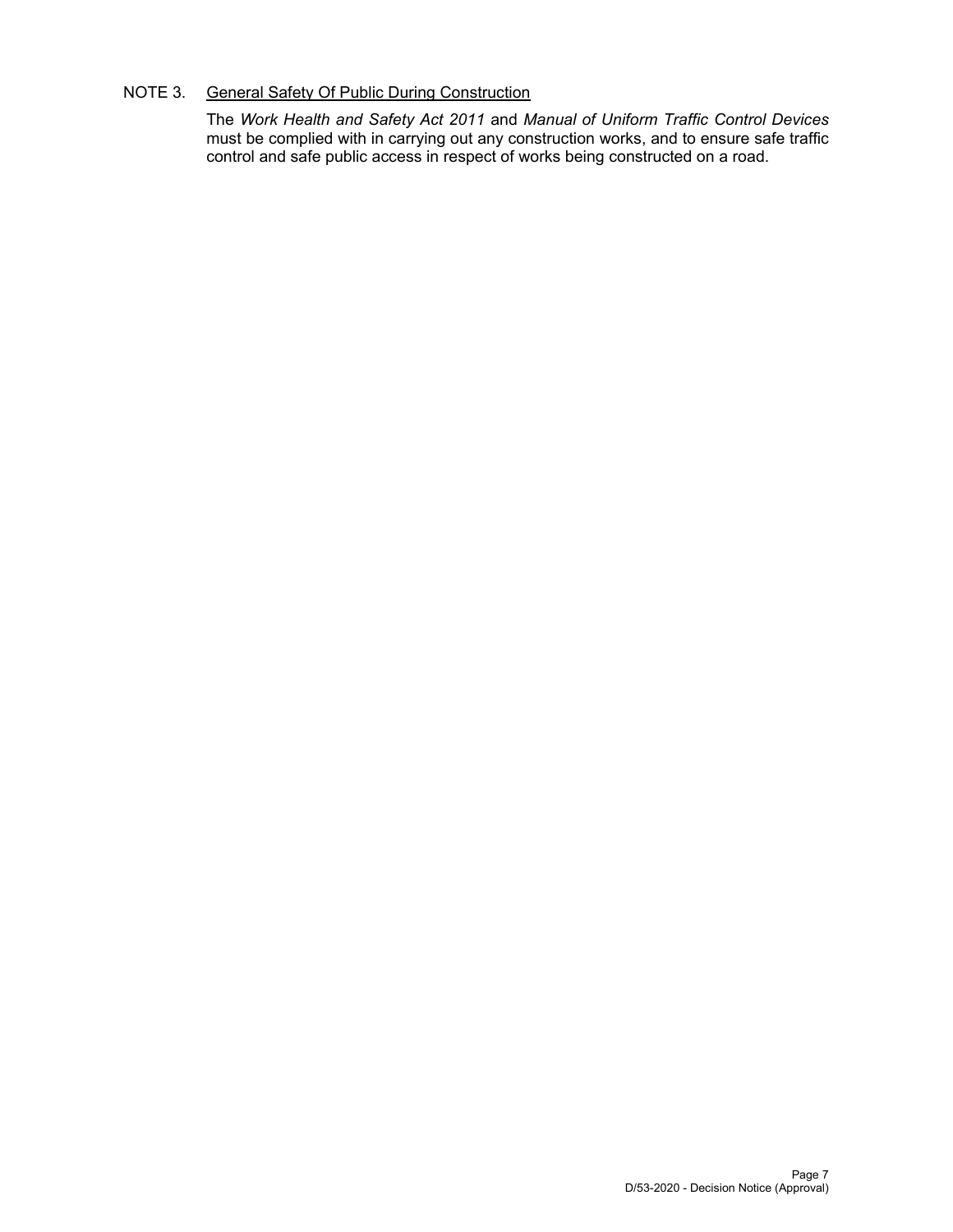NOTE 3. <u>General Safety Of Public During Construction</u>

The *Work Health and Safety Act 2011* and *Manual of Uniform Traffic Control Devices* must be complied with in carrying out any construction works, and to ensure safe traffic control and safe public access in respect of works being constructed on a road.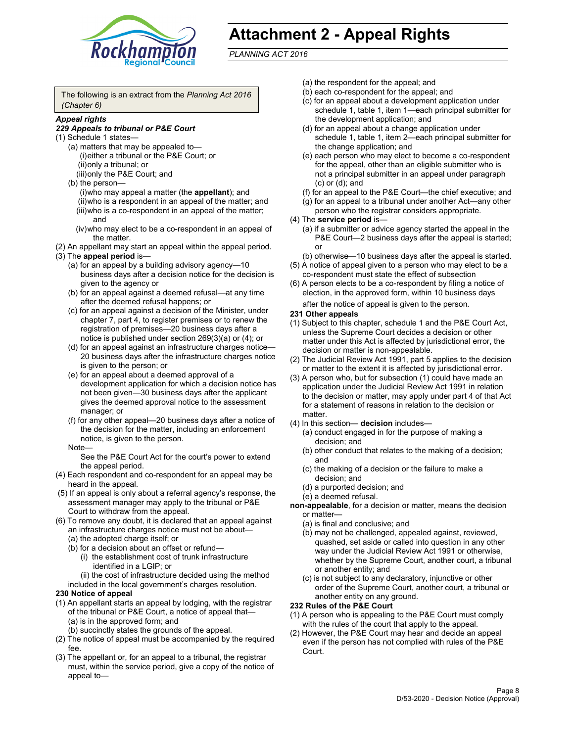# Attachment 2 - Appeal Rights

*PLANNING ACT 2016*

The following is an extract from the *Planning Act 2016 (Chapter 6)*

***Appeal rights***

***229 Appeals to tribunal or P&E Court***

(1) Schedule 1 states—
- (a) matters that may be appealed to—
  - (i) either a tribunal or the P&E Court; or
  - (ii) only a tribunal; or
  - (iii) only the P&E Court; and
- (b) the person—
  - (i) who may appeal a matter (the **appellant**); and
  - (ii) who is a respondent in an appeal of the matter; and
  - (iii) who is a co-respondent in an appeal of the matter; and
  - (iv) who may elect to be a co-respondent in an appeal of the matter.

(2) An appellant may start an appeal within the appeal period.

(3) The **appeal period** is—
- (a) for an appeal by a building advisory agency—10 business days after a decision notice for the decision is given to the agency or
- (b) for an appeal against a deemed refusal—at any time after the deemed refusal happens; or
- (c) for an appeal against a decision of the Minister, under chapter 7, part 4, to register premises or to renew the registration of premises—20 business days after a notice is published under section 269(3)(a) or (4); or
- (d) for an appeal against an infrastructure charges notice—20 business days after the infrastructure charges notice is given to the person; or
- (e) for an appeal about a deemed approval of a development application for which a decision notice has not been given—30 business days after the applicant gives the deemed approval notice to the assessment manager; or
- (f) for any other appeal—20 business days after a notice of the decision for the matter, including an enforcement notice, is given to the person.

Note—

See the P&E Court Act for the court's power to extend the appeal period.

(4) Each respondent and co-respondent for an appeal may be heard in the appeal.

(5) If an appeal is only about a referral agency's response, the assessment manager may apply to the tribunal or P&E Court to withdraw from the appeal.

(6) To remove any doubt, it is declared that an appeal against an infrastructure charges notice must not be about—
- (a) the adopted charge itself; or
- (b) for a decision about an offset or refund—
  - (i) the establishment cost of trunk infrastructure identified in a LGIP; or
  - (ii) the cost of infrastructure decided using the method included in the local government's charges resolution.

**230 Notice of appeal**

(1) An appellant starts an appeal by lodging, with the registrar of the tribunal or P&E Court, a notice of appeal that—
- (a) is in the approved form; and
- (b) succinctly states the grounds of the appeal.

(2) The notice of appeal must be accompanied by the required fee.

(3) The appellant or, for an appeal to a tribunal, the registrar must, within the service period, give a copy of the notice of appeal to—
- (a) the respondent for the appeal; and
- (b) each co-respondent for the appeal; and
- (c) for an appeal about a development application under schedule 1, table 1, item 1—each principal submitter for the development application; and
- (d) for an appeal about a change application under schedule 1, table 1, item 2—each principal submitter for the change application; and
- (e) each person who may elect to become a co-respondent for the appeal, other than an eligible submitter who is not a principal submitter in an appeal under paragraph (c) or (d); and
- (f) for an appeal to the P&E Court—the chief executive; and
- (g) for an appeal to a tribunal under another Act—any other person who the registrar considers appropriate.

(4) The **service period** is—
- (a) if a submitter or advice agency started the appeal in the P&E Court—2 business days after the appeal is started; or
- (b) otherwise—10 business days after the appeal is started.

(5) A notice of appeal given to a person who may elect to be a co-respondent must state the effect of subsection

(6) A person elects to be a co-respondent by filing a notice of election, in the approved form, within 10 business days after the notice of appeal is given to the person.

**231 Other appeals**

(1) Subject to this chapter, schedule 1 and the P&E Court Act, unless the Supreme Court decides a decision or other matter under this Act is affected by jurisdictional error, the decision or matter is non-appealable.

(2) The Judicial Review Act 1991, part 5 applies to the decision or matter to the extent it is affected by jurisdictional error.

(3) A person who, but for subsection (1) could have made an application under the Judicial Review Act 1991 in relation to the decision or matter, may apply under part 4 of that Act for a statement of reasons in relation to the decision or matter.

(4) In this section— **decision** includes—
- (a) conduct engaged in for the purpose of making a decision; and
- (b) other conduct that relates to the making of a decision; and
- (c) the making of a decision or the failure to make a decision; and
- (d) a purported decision; and
- (e) a deemed refusal.

**non-appealable**, for a decision or matter, means the decision or matter—
- (a) is final and conclusive; and
- (b) may not be challenged, appealed against, reviewed, quashed, set aside or called into question in any other way under the Judicial Review Act 1991 or otherwise, whether by the Supreme Court, another court, a tribunal or another entity; and
- (c) is not subject to any declaratory, injunctive or other order of the Supreme Court, another court, a tribunal or another entity on any ground.

**232 Rules of the P&E Court**

(1) A person who is appealing to the P&E Court must comply with the rules of the court that apply to the appeal.

(2) However, the P&E Court may hear and decide an appeal even if the person has not complied with rules of the P&E Court.

D/53-2020 - Decision Notice (Approval)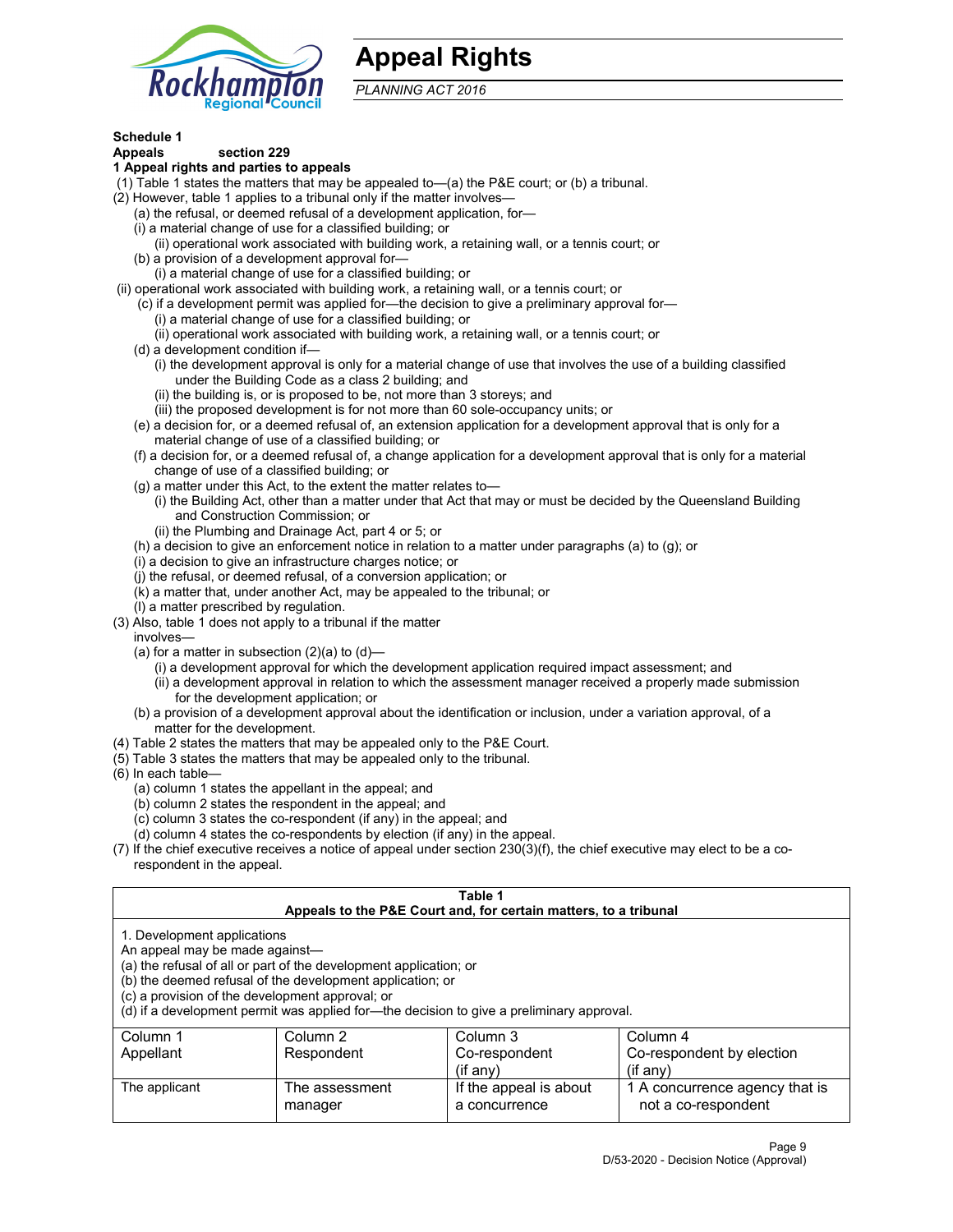# Appeal Rights

*PLANNING ACT 2016*

**Schedule 1**
**Appeals section 229**
**1 Appeal rights and parties to appeals**

(1) Table 1 states the matters that may be appealed to—(a) the P&E court; or (b) a tribunal.
(2) However, table 1 applies to a tribunal only if the matter involves—
(a) the refusal, or deemed refusal of a development application, for—
(i) a material change of use for a classified building; or
(ii) operational work associated with building work, a retaining wall, or a tennis court; or
(b) a provision of a development approval for—
(i) a material change of use for a classified building; or
(ii) operational work associated with building work, a retaining wall, or a tennis court; or
(c) if a development permit was applied for—the decision to give a preliminary approval for—
(i) a material change of use for a classified building; or
(ii) operational work associated with building work, a retaining wall, or a tennis court; or
(d) a development condition if—
(i) the development approval is only for a material change of use that involves the use of a building classified under the Building Code as a class 2 building; and
(ii) the building is, or is proposed to be, not more than 3 storeys; and
(iii) the proposed development is for not more than 60 sole-occupancy units; or
(e) a decision for, or a deemed refusal of, an extension application for a development approval that is only for a material change of use of a classified building; or
(f) a decision for, or a deemed refusal of, a change application for a development approval that is only for a material change of use of a classified building; or
(g) a matter under this Act, to the extent the matter relates to—
(i) the Building Act, other than a matter under that Act that may or must be decided by the Queensland Building and Construction Commission; or
(ii) the Plumbing and Drainage Act, part 4 or 5; or
(h) a decision to give an enforcement notice in relation to a matter under paragraphs (a) to (g); or
(i) a decision to give an infrastructure charges notice; or
(j) the refusal, or deemed refusal, of a conversion application; or
(k) a matter that, under another Act, may be appealed to the tribunal; or
(l) a matter prescribed by regulation.
(3) Also, table 1 does not apply to a tribunal if the matter involves—
(a) for a matter in subsection (2)(a) to (d)—
(i) a development approval for which the development application required impact assessment; and
(ii) a development approval in relation to which the assessment manager received a properly made submission for the development application; or
(b) a provision of a development approval about the identification or inclusion, under a variation approval, of a matter for the development.
(4) Table 2 states the matters that may be appealed only to the P&E Court.
(5) Table 3 states the matters that may be appealed only to the tribunal.
(6) In each table—
(a) column 1 states the appellant in the appeal; and
(b) column 2 states the respondent in the appeal; and
(c) column 3 states the co-respondent (if any) in the appeal; and
(d) column 4 states the co-respondents by election (if any) in the appeal.
(7) If the chief executive receives a notice of appeal under section 230(3)(f), the chief executive may elect to be a co-respondent in the appeal.

**Table 1**
**Appeals to the P&E Court and, for certain matters, to a tribunal**

1. Development applications
An appeal may be made against—
(a) the refusal of all or part of the development application; or
(b) the deemed refusal of the development application; or
(c) a provision of the development approval; or
(d) if a development permit was applied for—the decision to give a preliminary approval.

| Column 1<br>Appellant | Column 2<br>Respondent | Column 3<br>Co-respondent<br>(if any) | Column 4<br>Co-respondent by election<br>(if any) |
|---|---|---|---|
| The applicant | The assessment manager | If the appeal is about a concurrence | 1 A concurrence agency that is not a co-respondent |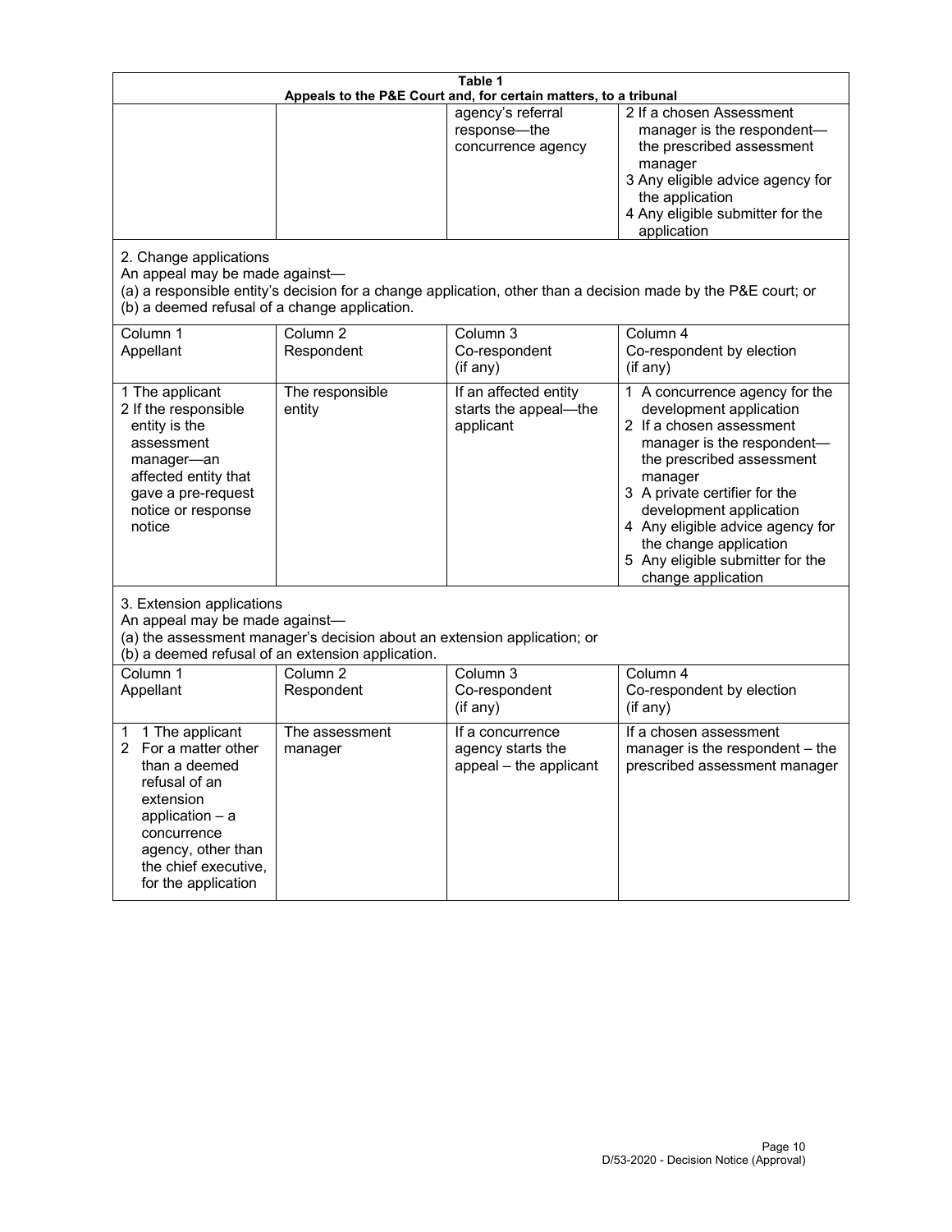**Table 1**
**Appeals to the P&E Court and, for certain matters, to a tribunal**

| | | | |
|---|---|---|---|
| | | agency's referral response—the concurrence agency | 2 If a chosen Assessment manager is the respondent—the prescribed assessment manager<br>3 Any eligible advice agency for the application<br>4 Any eligible submitter for the application |

2. Change applications
An appeal may be made against—
(a) a responsible entity's decision for a change application, other than a decision made by the P&E court; or
(b) a deemed refusal of a change application.

| Column 1<br>Appellant | Column 2<br>Respondent | Column 3<br>Co-respondent<br>(if any) | Column 4<br>Co-respondent by election<br>(if any) |
|---|---|---|---|
| 1 The applicant<br>2 If the responsible entity is the assessment manager—an affected entity that gave a pre-request notice or response notice | The responsible entity | If an affected entity starts the appeal—the applicant | 1 A concurrence agency for the development application<br>2 If a chosen assessment manager is the respondent—the prescribed assessment manager<br>3 A private certifier for the development application<br>4 Any eligible advice agency for the change application<br>5 Any eligible submitter for the change application |

3. Extension applications
An appeal may be made against—
(a) the assessment manager's decision about an extension application; or
(b) a deemed refusal of an extension application.

| Column 1<br>Appellant | Column 2<br>Respondent | Column 3<br>Co-respondent<br>(if any) | Column 4<br>Co-respondent by election<br>(if any) |
|---|---|---|---|
| 1 1 The applicant<br>2 For a matter other than a deemed refusal of an extension application – a concurrence agency, other than the chief executive, for the application | The assessment manager | If a concurrence agency starts the appeal – the applicant | If a chosen assessment manager is the respondent – the prescribed assessment manager |

D/53-2020 - Decision Notice (Approval)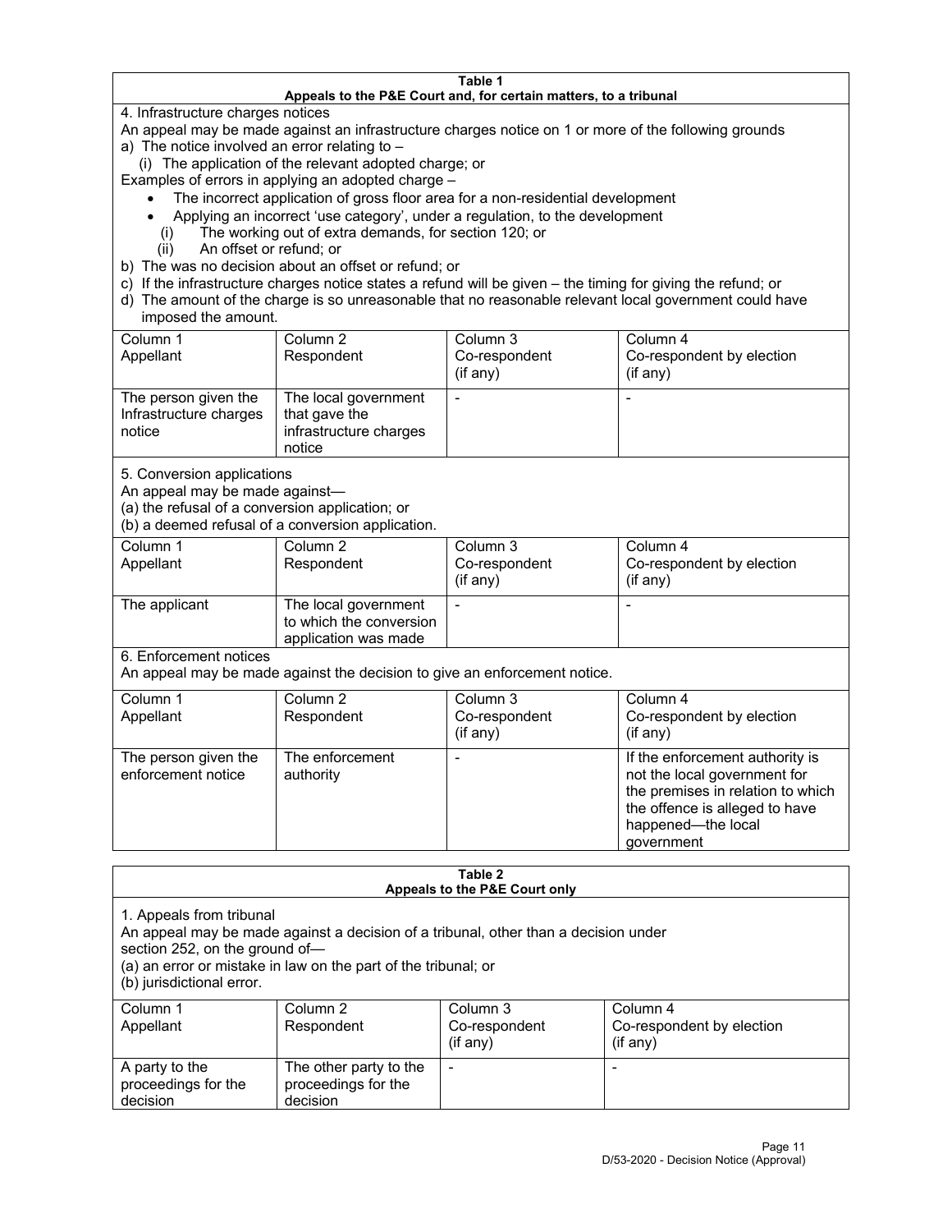**Table 1**
**Appeals to the P&E Court and, for certain matters, to a tribunal**

4. Infrastructure charges notices

An appeal may be made against an infrastructure charges notice on 1 or more of the following grounds

a) The notice involved an error relating to –
   (i) The application of the relevant adopted charge; or

Examples of errors in applying an adopted charge –

- The incorrect application of gross floor area for a non-residential development
- Applying an incorrect 'use category', under a regulation, to the development

   (i) The working out of extra demands, for section 120; or
   (ii) An offset or refund; or

b) The was no decision about an offset or refund; or
c) If the infrastructure charges notice states a refund will be given – the timing for giving the refund; or
d) The amount of the charge is so unreasonable that no reasonable relevant local government could have imposed the amount.

| Column 1<br>Appellant | Column 2<br>Respondent | Column 3<br>Co-respondent<br>(if any) | Column 4<br>Co-respondent by election<br>(if any) |
|---|---|---|---|
| The person given the Infrastructure charges notice | The local government that gave the infrastructure charges notice | - | - |

5. Conversion applications

An appeal may be made against—
(a) the refusal of a conversion application; or
(b) a deemed refusal of a conversion application.

| Column 1<br>Appellant | Column 2<br>Respondent | Column 3<br>Co-respondent<br>(if any) | Column 4<br>Co-respondent by election<br>(if any) |
|---|---|---|---|
| The applicant | The local government to which the conversion application was made | - | - |

6. Enforcement notices

An appeal may be made against the decision to give an enforcement notice.

| Column 1<br>Appellant | Column 2<br>Respondent | Column 3<br>Co-respondent<br>(if any) | Column 4<br>Co-respondent by election<br>(if any) |
|---|---|---|---|
| The person given the enforcement notice | The enforcement authority | - | If the enforcement authority is not the local government for the premises in relation to which the offence is alleged to have happened—the local government |

**Table 2**
**Appeals to the P&E Court only**

1. Appeals from tribunal

An appeal may be made against a decision of a tribunal, other than a decision under section 252, on the ground of—
(a) an error or mistake in law on the part of the tribunal; or
(b) jurisdictional error.

| Column 1<br>Appellant | Column 2<br>Respondent | Column 3<br>Co-respondent<br>(if any) | Column 4<br>Co-respondent by election<br>(if any) |
|---|---|---|---|
| A party to the proceedings for the decision | The other party to the proceedings for the decision | - | - |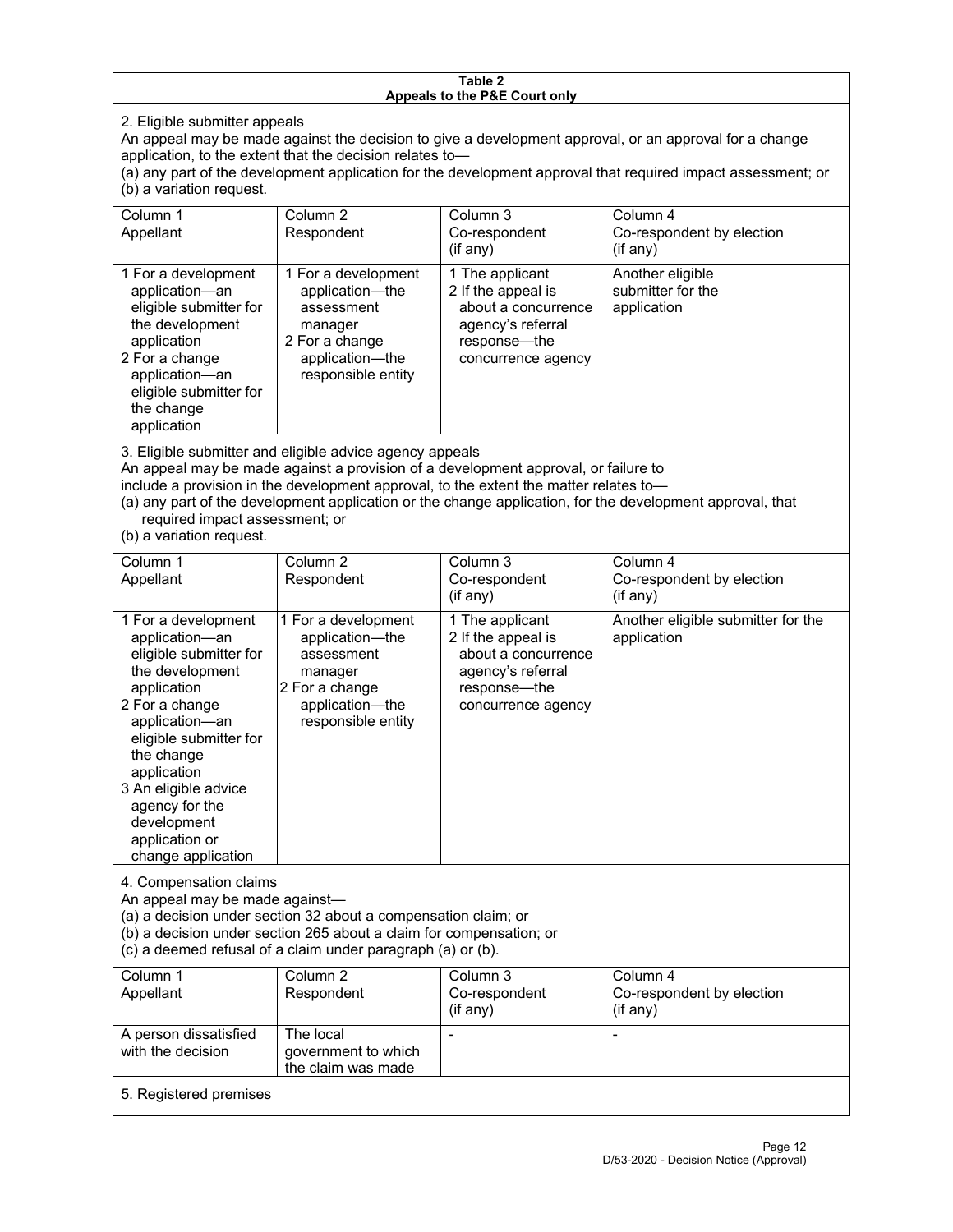**Table 2**
**Appeals to the P&E Court only**

2. Eligible submitter appeals

An appeal may be made against the decision to give a development approval, or an approval for a change application, to the extent that the decision relates to—

(a) any part of the development application for the development approval that required impact assessment; or

(b) a variation request.

| Column 1<br>Appellant | Column 2<br>Respondent | Column 3<br>Co-respondent<br>(if any) | Column 4<br>Co-respondent by election<br>(if any) |
|---|---|---|---|
| 1 For a development application—an eligible submitter for the development application<br>2 For a change application—an eligible submitter for the change application | 1 For a development application—the assessment manager<br>2 For a change application—the responsible entity | 1 The applicant<br>2 If the appeal is about a concurrence agency's referral response—the concurrence agency | Another eligible submitter for the application |

3. Eligible submitter and eligible advice agency appeals

An appeal may be made against a provision of a development approval, or failure to include a provision in the development approval, to the extent the matter relates to—

(a) any part of the development application or the change application, for the development approval, that required impact assessment; or

(b) a variation request.

| Column 1<br>Appellant | Column 2<br>Respondent | Column 3<br>Co-respondent<br>(if any) | Column 4<br>Co-respondent by election<br>(if any) |
|---|---|---|---|
| 1 For a development application—an eligible submitter for the development application<br>2 For a change application—an eligible submitter for the change application<br>3 An eligible advice agency for the development application or change application | 1 For a development application—the assessment manager<br>2 For a change application—the responsible entity | 1 The applicant<br>2 If the appeal is about a concurrence agency's referral response—the concurrence agency | Another eligible submitter for the application |

4. Compensation claims

An appeal may be made against—

(a) a decision under section 32 about a compensation claim; or

(b) a decision under section 265 about a claim for compensation; or

(c) a deemed refusal of a claim under paragraph (a) or (b).

| Column 1<br>Appellant | Column 2<br>Respondent | Column 3<br>Co-respondent<br>(if any) | Column 4<br>Co-respondent by election<br>(if any) |
|---|---|---|---|
| A person dissatisfied with the decision | The local government to which the claim was made | - | - |

5. Registered premises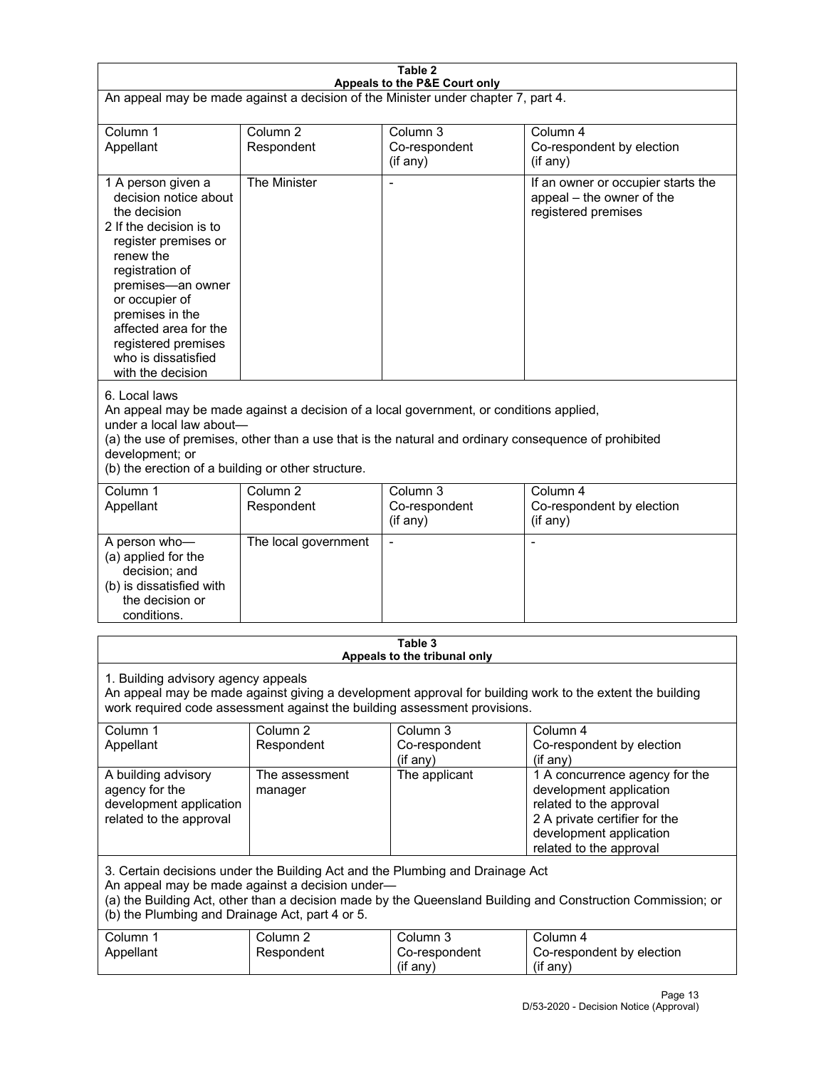**Table 2**
**Appeals to the P&E Court only**

An appeal may be made against a decision of the Minister under chapter 7, part 4.

| Column 1<br>Appellant | Column 2<br>Respondent | Column 3<br>Co-respondent<br>(if any) | Column 4<br>Co-respondent by election<br>(if any) |
|---|---|---|---|
| 1 A person given a decision notice about the decision<br>2 If the decision is to register premises or renew the registration of premises—an owner or occupier of premises in the affected area for the registered premises who is dissatisfied with the decision | The Minister | - | If an owner or occupier starts the appeal – the owner of the registered premises |

6. Local laws
An appeal may be made against a decision of a local government, or conditions applied, under a local law about—
(a) the use of premises, other than a use that is the natural and ordinary consequence of prohibited development; or
(b) the erection of a building or other structure.

| Column 1<br>Appellant | Column 2<br>Respondent | Column 3<br>Co-respondent<br>(if any) | Column 4<br>Co-respondent by election<br>(if any) |
|---|---|---|---|
| A person who—<br>(a) applied for the decision; and<br>(b) is dissatisfied with the decision or conditions. | The local government | - | - |

**Table 3**
**Appeals to the tribunal only**

1. Building advisory agency appeals
An appeal may be made against giving a development approval for building work to the extent the building work required code assessment against the building assessment provisions.

| Column 1<br>Appellant | Column 2<br>Respondent | Column 3<br>Co-respondent<br>(if any) | Column 4<br>Co-respondent by election<br>(if any) |
|---|---|---|---|
| A building advisory agency for the development application related to the approval | The assessment manager | The applicant | 1 A concurrence agency for the development application related to the approval<br>2 A private certifier for the development application related to the approval |

3. Certain decisions under the Building Act and the Plumbing and Drainage Act
An appeal may be made against a decision under—
(a) the Building Act, other than a decision made by the Queensland Building and Construction Commission; or
(b) the Plumbing and Drainage Act, part 4 or 5.

| Column 1<br>Appellant | Column 2<br>Respondent | Column 3<br>Co-respondent<br>(if any) | Column 4<br>Co-respondent by election<br>(if any) |
|---|---|---|---|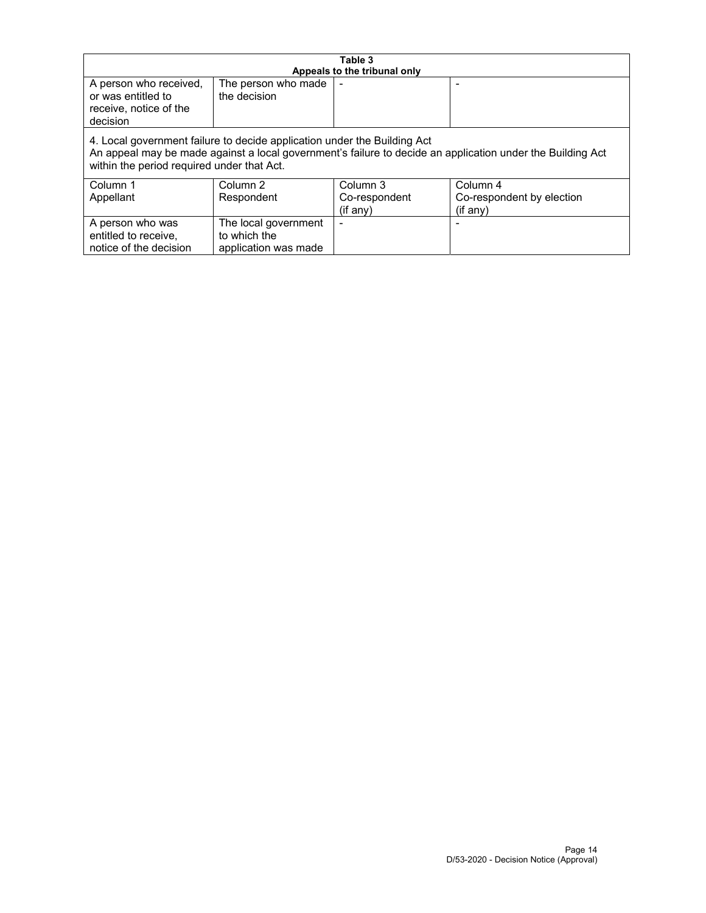**Table 3**
**Appeals to the tribunal only**

| | | | |
|---|---|---|---|
| A person who received, or was entitled to receive, notice of the decision | The person who made the decision | - | - |

4. Local government failure to decide application under the Building Act
An appeal may be made against a local government's failure to decide an application under the Building Act within the period required under that Act.

| Column 1 Appellant | Column 2 Respondent | Column 3 Co-respondent (if any) | Column 4 Co-respondent by election (if any) |
|---|---|---|---|
| A person who was entitled to receive, notice of the decision | The local government to which the application was made | - | - |

D/53-2020 - Decision Notice (Approval)